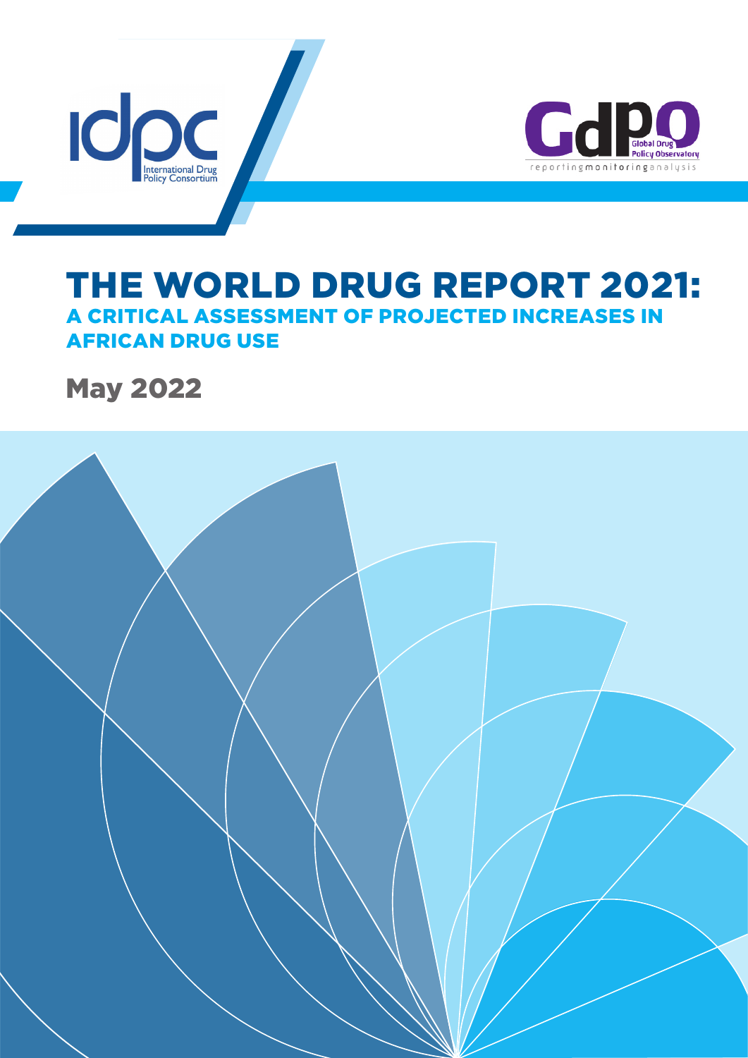idpc International Drug Policy Consortium

GDPO Global Drug Policy Observatory

reportingmonitoringanalysis

# THE WORLD DRUG REPORT 2021:

## A CRITICAL ASSESSMENT OF PROJECTED INCREASES IN AFRICAN DRUG USE

May 2022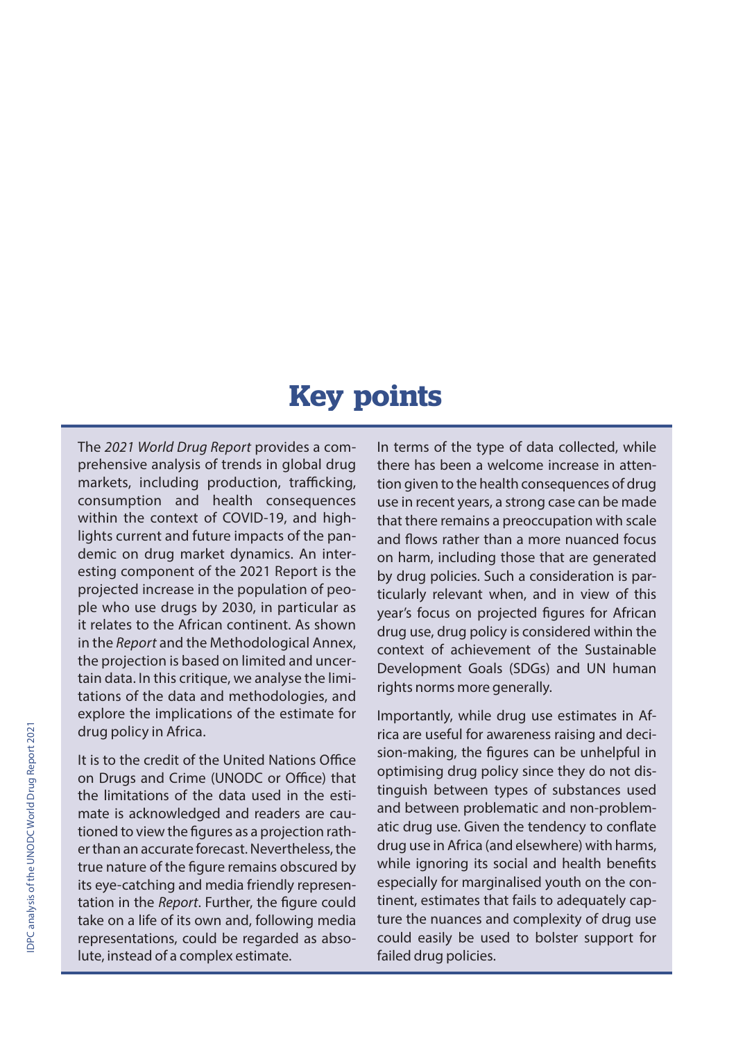# Key points

The *2021 World Drug Report* provides a comprehensive analysis of trends in global drug markets, including production, trafficking, consumption and health consequences within the context of COVID-19, and highlights current and future impacts of the pandemic on drug market dynamics. An interesting component of the 2021 Report is the projected increase in the population of people who use drugs by 2030, in particular as it relates to the African continent. As shown in the *Report* and the Methodological Annex, the projection is based on limited and uncertain data. In this critique, we analyse the limitations of the data and methodologies, and explore the implications of the estimate for drug policy in Africa.

It is to the credit of the United Nations Office on Drugs and Crime (UNODC or Office) that the limitations of the data used in the estimate is acknowledged and readers are cautioned to view the figures as a projection rather than an accurate forecast. Nevertheless, the true nature of the figure remains obscured by its eye-catching and media friendly representation in the *Report*. Further, the figure could take on a life of its own and, following media representations, could be regarded as absolute, instead of a complex estimate.

In terms of the type of data collected, while there has been a welcome increase in attention given to the health consequences of drug use in recent years, a strong case can be made that there remains a preoccupation with scale and flows rather than a more nuanced focus on harm, including those that are generated by drug policies. Such a consideration is particularly relevant when, and in view of this year's focus on projected figures for African drug use, drug policy is considered within the context of achievement of the Sustainable Development Goals (SDGs) and UN human rights norms more generally.

Importantly, while drug use estimates in Africa are useful for awareness raising and decision-making, the figures can be unhelpful in optimising drug policy since they do not distinguish between types of substances used and between problematic and non-problematic drug use. Given the tendency to conflate drug use in Africa (and elsewhere) with harms, while ignoring its social and health benefits especially for marginalised youth on the continent, estimates that fails to adequately capture the nuances and complexity of drug use could easily be used to bolster support for failed drug policies.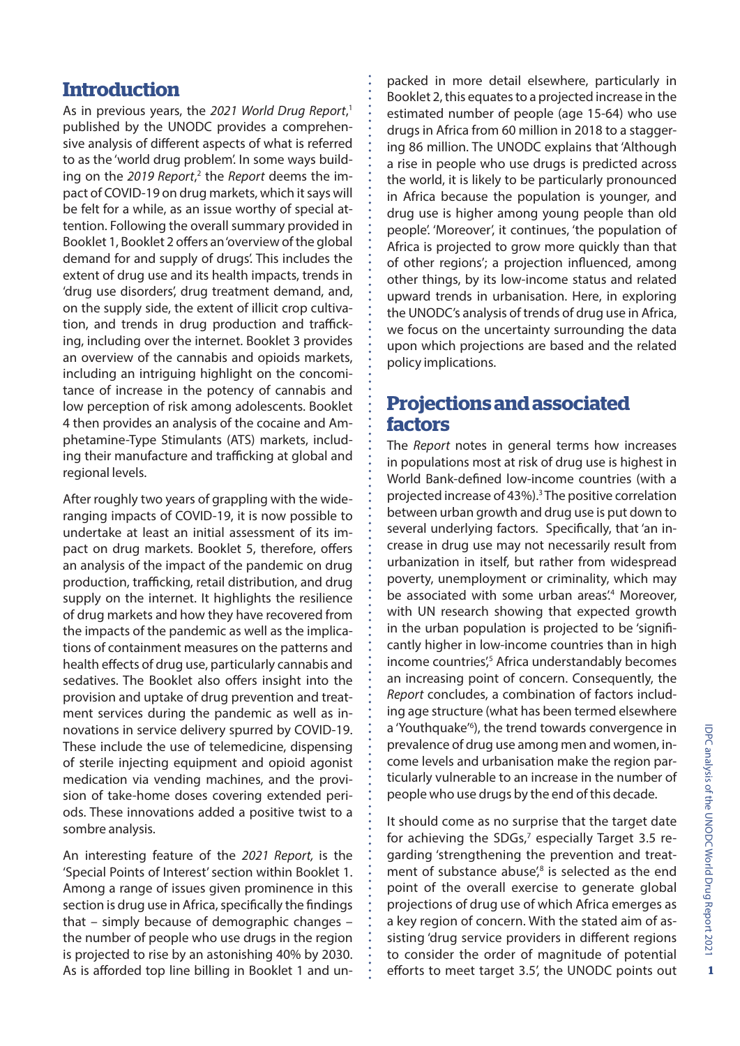## Introduction

As in previous years, the *2021 World Drug Report*,[1] published by the UNODC provides a comprehensive analysis of different aspects of what is referred to as the 'world drug problem'. In some ways building on the *2019 Report*,[2] the *Report* deems the impact of COVID-19 on drug markets, which it says will be felt for a while, as an issue worthy of special attention. Following the overall summary provided in Booklet 1, Booklet 2 offers an 'overview of the global demand for and supply of drugs'. This includes the extent of drug use and its health impacts, trends in 'drug use disorders', drug treatment demand, and, on the supply side, the extent of illicit crop cultivation, and trends in drug production and trafficking, including over the internet. Booklet 3 provides an overview of the cannabis and opioids markets, including an intriguing highlight on the concomitance of increase in the potency of cannabis and low perception of risk among adolescents. Booklet 4 then provides an analysis of the cocaine and Amphetamine-Type Stimulants (ATS) markets, including their manufacture and trafficking at global and regional levels.

After roughly two years of grappling with the wide-ranging impacts of COVID-19, it is now possible to undertake at least an initial assessment of its impact on drug markets. Booklet 5, therefore, offers an analysis of the impact of the pandemic on drug production, trafficking, retail distribution, and drug supply on the internet. It highlights the resilience of drug markets and how they have recovered from the impacts of the pandemic as well as the implications of containment measures on the patterns and health effects of drug use, particularly cannabis and sedatives. The Booklet also offers insight into the provision and uptake of drug prevention and treatment services during the pandemic as well as innovations in service delivery spurred by COVID-19. These include the use of telemedicine, dispensing of sterile injecting equipment and opioid agonist medication via vending machines, and the provision of take-home doses covering extended periods. These innovations added a positive twist to a sombre analysis.

An interesting feature of the *2021 Report,* is the 'Special Points of Interest' section within Booklet 1. Among a range of issues given prominence in this section is drug use in Africa, specifically the findings that – simply because of demographic changes – the number of people who use drugs in the region is projected to rise by an astonishing 40% by 2030. As is afforded top line billing in Booklet 1 and unpacked in more detail elsewhere, particularly in Booklet 2, this equates to a projected increase in the estimated number of people (age 15-64) who use drugs in Africa from 60 million in 2018 to a staggering 86 million. The UNODC explains that 'Although a rise in people who use drugs is predicted across the world, it is likely to be particularly pronounced in Africa because the population is younger, and drug use is higher among young people than old people'. 'Moreover', it continues, 'the population of Africa is projected to grow more quickly than that of other regions'; a projection influenced, among other things, by its low-income status and related upward trends in urbanisation. Here, in exploring the UNODC's analysis of trends of drug use in Africa, we focus on the uncertainty surrounding the data upon which projections are based and the related policy implications.

## Projections and associated factors

The *Report* notes in general terms how increases in populations most at risk of drug use is highest in World Bank-defined low-income countries (with a projected increase of 43%).[3] The positive correlation between urban growth and drug use is put down to several underlying factors. Specifically, that 'an increase in drug use may not necessarily result from urbanization in itself, but rather from widespread poverty, unemployment or criminality, which may be associated with some urban areas'.[4] Moreover, with UN research showing that expected growth in the urban population is projected to be 'significantly higher in low-income countries than in high income countries',[5] Africa understandably becomes an increasing point of concern. Consequently, the *Report* concludes, a combination of factors including age structure (what has been termed elsewhere a 'Youthquake'[6]), the trend towards convergence in prevalence of drug use among men and women, income levels and urbanisation make the region particularly vulnerable to an increase in the number of people who use drugs by the end of this decade.

It should come as no surprise that the target date for achieving the SDGs,[7] especially Target 3.5 regarding 'strengthening the prevention and treatment of substance abuse',[8] is selected as the end point of the overall exercise to generate global projections of drug use of which Africa emerges as a key region of concern. With the stated aim of assisting 'drug service providers in different regions to consider the order of magnitude of potential efforts to meet target 3.5', the UNODC points out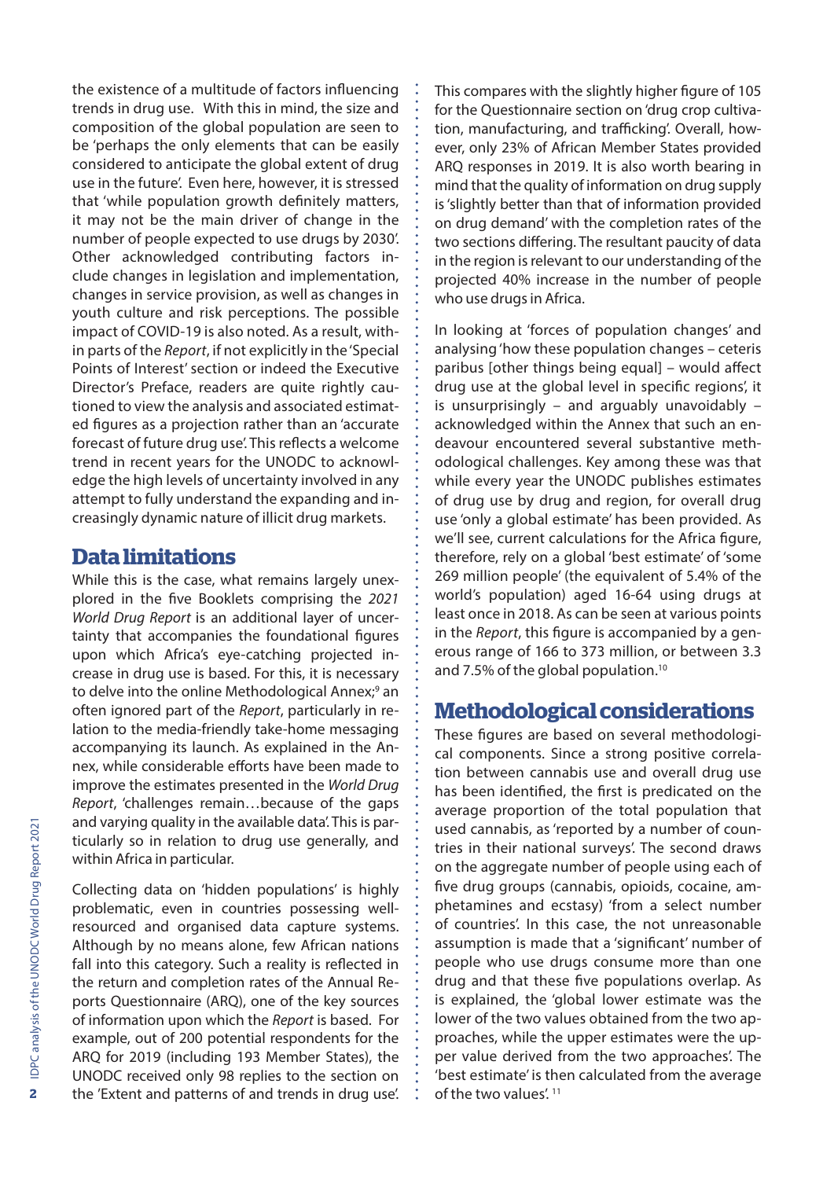the existence of a multitude of factors influencing trends in drug use. With this in mind, the size and composition of the global population are seen to be 'perhaps the only elements that can be easily considered to anticipate the global extent of drug use in the future'. Even here, however, it is stressed that 'while population growth definitely matters, it may not be the main driver of change in the number of people expected to use drugs by 2030'. Other acknowledged contributing factors include changes in legislation and implementation, changes in service provision, as well as changes in youth culture and risk perceptions. The possible impact of COVID-19 is also noted. As a result, within parts of the *Report*, if not explicitly in the 'Special Points of Interest' section or indeed the Executive Director's Preface, readers are quite rightly cautioned to view the analysis and associated estimated figures as a projection rather than an 'accurate forecast of future drug use'. This reflects a welcome trend in recent years for the UNODC to acknowledge the high levels of uncertainty involved in any attempt to fully understand the expanding and increasingly dynamic nature of illicit drug markets.

## Data limitations

While this is the case, what remains largely unexplored in the five Booklets comprising the *2021 World Drug Report* is an additional layer of uncertainty that accompanies the foundational figures upon which Africa's eye-catching projected increase in drug use is based. For this, it is necessary to delve into the online Methodological Annex;[9] an often ignored part of the *Report*, particularly in relation to the media-friendly take-home messaging accompanying its launch. As explained in the Annex, while considerable efforts have been made to improve the estimates presented in the *World Drug Report*, 'challenges remain…because of the gaps and varying quality in the available data'. This is particularly so in relation to drug use generally, and within Africa in particular.

Collecting data on 'hidden populations' is highly problematic, even in countries possessing well-resourced and organised data capture systems. Although by no means alone, few African nations fall into this category. Such a reality is reflected in the return and completion rates of the Annual Reports Questionnaire (ARQ), one of the key sources of information upon which the *Report* is based. For example, out of 200 potential respondents for the ARQ for 2019 (including 193 Member States), the UNODC received only 98 replies to the section on the 'Extent and patterns of and trends in drug use'. This compares with the slightly higher figure of 105 for the Questionnaire section on 'drug crop cultivation, manufacturing, and trafficking'. Overall, however, only 23% of African Member States provided ARQ responses in 2019. It is also worth bearing in mind that the quality of information on drug supply is 'slightly better than that of information provided on drug demand' with the completion rates of the two sections differing. The resultant paucity of data in the region is relevant to our understanding of the projected 40% increase in the number of people who use drugs in Africa.

In looking at 'forces of population changes' and analysing 'how these population changes – ceteris paribus [other things being equal] – would affect drug use at the global level in specific regions', it is unsurprisingly – and arguably unavoidably – acknowledged within the Annex that such an endeavour encountered several substantive methodological challenges. Key among these was that while every year the UNODC publishes estimates of drug use by drug and region, for overall drug use 'only a global estimate' has been provided. As we'll see, current calculations for the Africa figure, therefore, rely on a global 'best estimate' of 'some 269 million people' (the equivalent of 5.4% of the world's population) aged 16-64 using drugs at least once in 2018. As can be seen at various points in the *Report*, this figure is accompanied by a generous range of 166 to 373 million, or between 3.3 and 7.5% of the global population.[10]

## Methodological considerations

These figures are based on several methodological components. Since a strong positive correlation between cannabis use and overall drug use has been identified, the first is predicated on the average proportion of the total population that used cannabis, as 'reported by a number of countries in their national surveys'. The second draws on the aggregate number of people using each of five drug groups (cannabis, opioids, cocaine, amphetamines and ecstasy) 'from a select number of countries'. In this case, the not unreasonable assumption is made that a 'significant' number of people who use drugs consume more than one drug and that these five populations overlap. As is explained, the 'global lower estimate was the lower of the two values obtained from the two approaches, while the upper estimates were the upper value derived from the two approaches'. The 'best estimate' is then calculated from the average of the two values'.[11]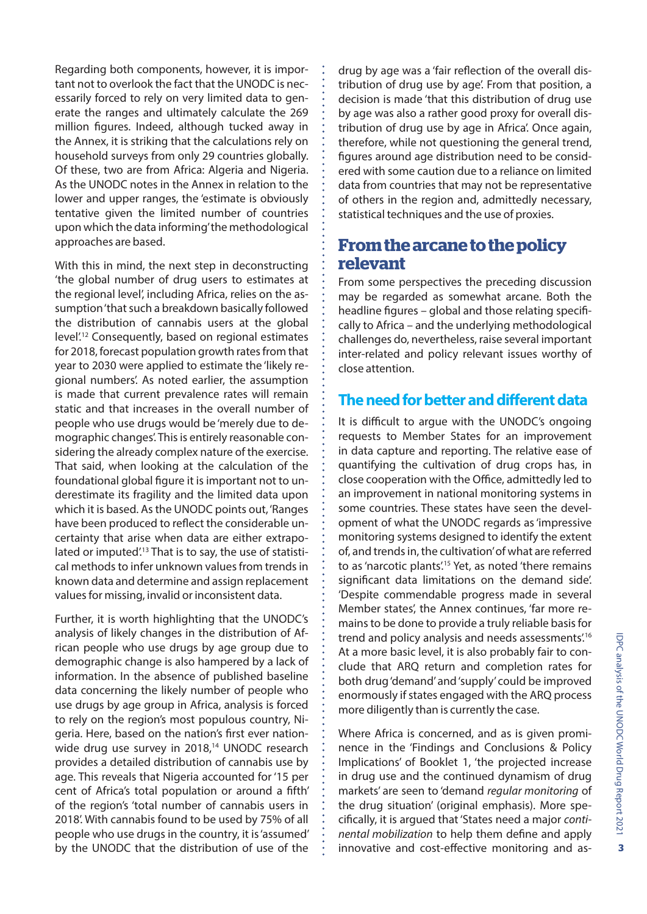Regarding both components, however, it is important not to overlook the fact that the UNODC is necessarily forced to rely on very limited data to generate the ranges and ultimately calculate the 269 million figures. Indeed, although tucked away in the Annex, it is striking that the calculations rely on household surveys from only 29 countries globally. Of these, two are from Africa: Algeria and Nigeria. As the UNODC notes in the Annex in relation to the lower and upper ranges, the 'estimate is obviously tentative given the limited number of countries upon which the data informing' the methodological approaches are based.

With this in mind, the next step in deconstructing 'the global number of drug users to estimates at the regional level', including Africa, relies on the assumption 'that such a breakdown basically followed the distribution of cannabis users at the global level'.[12] Consequently, based on regional estimates for 2018, forecast population growth rates from that year to 2030 were applied to estimate the 'likely regional numbers'. As noted earlier, the assumption is made that current prevalence rates will remain static and that increases in the overall number of people who use drugs would be 'merely due to demographic changes'. This is entirely reasonable considering the already complex nature of the exercise. That said, when looking at the calculation of the foundational global figure it is important not to underestimate its fragility and the limited data upon which it is based. As the UNODC points out, 'Ranges have been produced to reflect the considerable uncertainty that arise when data are either extrapolated or imputed'.[13] That is to say, the use of statistical methods to infer unknown values from trends in known data and determine and assign replacement values for missing, invalid or inconsistent data.

Further, it is worth highlighting that the UNODC's analysis of likely changes in the distribution of African people who use drugs by age group due to demographic change is also hampered by a lack of information. In the absence of published baseline data concerning the likely number of people who use drugs by age group in Africa, analysis is forced to rely on the region's most populous country, Nigeria. Here, based on the nation's first ever nationwide drug use survey in 2018,[14] UNODC research provides a detailed distribution of cannabis use by age. This reveals that Nigeria accounted for '15 per cent of Africa's total population or around a fifth' of the region's 'total number of cannabis users in 2018'. With cannabis found to be used by 75% of all people who use drugs in the country, it is 'assumed' by the UNODC that the distribution of use of the drug by age was a 'fair reflection of the overall distribution of drug use by age'. From that position, a decision is made 'that this distribution of drug use by age was also a rather good proxy for overall distribution of drug use by age in Africa'. Once again, therefore, while not questioning the general trend, figures around age distribution need to be considered with some caution due to a reliance on limited data from countries that may not be representative of others in the region and, admittedly necessary, statistical techniques and the use of proxies.

## From the arcane to the policy relevant

From some perspectives the preceding discussion may be regarded as somewhat arcane. Both the headline figures – global and those relating specifically to Africa – and the underlying methodological challenges do, nevertheless, raise several important inter-related and policy relevant issues worthy of close attention.

### The need for better and different data

It is difficult to argue with the UNODC's ongoing requests to Member States for an improvement in data capture and reporting. The relative ease of quantifying the cultivation of drug crops has, in close cooperation with the Office, admittedly led to an improvement in national monitoring systems in some countries. These states have seen the development of what the UNODC regards as 'impressive monitoring systems designed to identify the extent of, and trends in, the cultivation' of what are referred to as 'narcotic plants'.[15] Yet, as noted 'there remains significant data limitations on the demand side'. 'Despite commendable progress made in several Member states', the Annex continues, 'far more remains to be done to provide a truly reliable basis for trend and policy analysis and needs assessments'.[16] At a more basic level, it is also probably fair to conclude that ARQ return and completion rates for both drug 'demand' and 'supply' could be improved enormously if states engaged with the ARQ process more diligently than is currently the case.

Where Africa is concerned, and as is given prominence in the 'Findings and Conclusions & Policy Implications' of Booklet 1, 'the projected increase in drug use and the continued dynamism of drug markets' are seen to 'demand *regular monitoring* of the drug situation' (original emphasis). More specifically, it is argued that 'States need a major *continental mobilization* to help them define and apply innovative and cost-effective monitoring and as-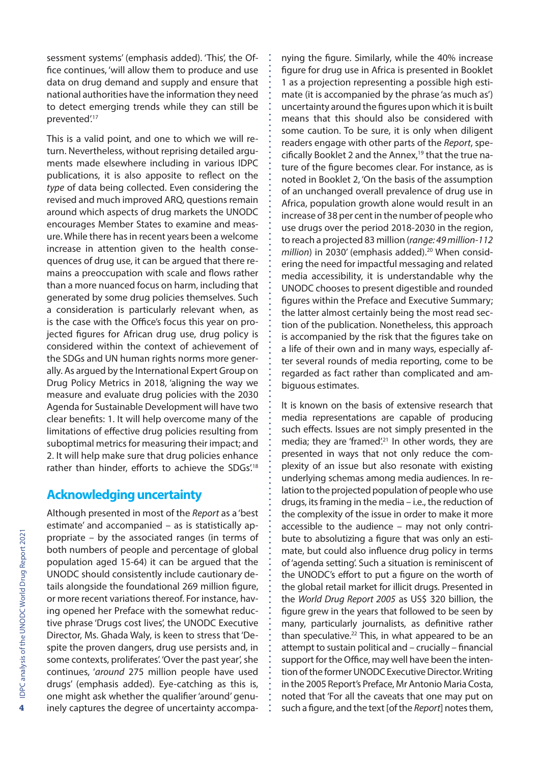sessment systems' (emphasis added). 'This', the Office continues, 'will allow them to produce and use data on drug demand and supply and ensure that national authorities have the information they need to detect emerging trends while they can still be prevented'.[17]

This is a valid point, and one to which we will return. Nevertheless, without reprising detailed arguments made elsewhere including in various IDPC publications, it is also apposite to reflect on the *type* of data being collected. Even considering the revised and much improved ARQ, questions remain around which aspects of drug markets the UNODC encourages Member States to examine and measure. While there has in recent years been a welcome increase in attention given to the health consequences of drug use, it can be argued that there remains a preoccupation with scale and flows rather than a more nuanced focus on harm, including that generated by some drug policies themselves. Such a consideration is particularly relevant when, as is the case with the Office's focus this year on projected figures for African drug use, drug policy is considered within the context of achievement of the SDGs and UN human rights norms more generally. As argued by the International Expert Group on Drug Policy Metrics in 2018, 'aligning the way we measure and evaluate drug policies with the 2030 Agenda for Sustainable Development will have two clear benefits: 1. It will help overcome many of the limitations of effective drug policies resulting from suboptimal metrics for measuring their impact; and 2. It will help make sure that drug policies enhance rather than hinder, efforts to achieve the SDGs'.[18]

## Acknowledging uncertainty

Although presented in most of the *Report* as a 'best estimate' and accompanied – as is statistically appropriate – by the associated ranges (in terms of both numbers of people and percentage of global population aged 15-64) it can be argued that the UNODC should consistently include cautionary details alongside the foundational 269 million figure, or more recent variations thereof. For instance, having opened her Preface with the somewhat reductive phrase 'Drugs cost lives', the UNODC Executive Director, Ms. Ghada Waly, is keen to stress that 'Despite the proven dangers, drug use persists and, in some contexts, proliferates'. 'Over the past year', she continues, '*around* 275 million people have used drugs' (emphasis added). Eye-catching as this is, one might ask whether the qualifier 'around' genuinely captures the degree of uncertainty accompanying the figure. Similarly, while the 40% increase figure for drug use in Africa is presented in Booklet 1 as a projection representing a possible high estimate (it is accompanied by the phrase 'as much as') uncertainty around the figures upon which it is built means that this should also be considered with some caution. To be sure, it is only when diligent readers engage with other parts of the *Report*, specifically Booklet 2 and the Annex,[19] that the true nature of the figure becomes clear. For instance, as is noted in Booklet 2, 'On the basis of the assumption of an unchanged overall prevalence of drug use in Africa, population growth alone would result in an increase of 38 per cent in the number of people who use drugs over the period 2018-2030 in the region, to reach a projected 83 million (*range: 49 million-112 million*) in 2030' (emphasis added).[20] When considering the need for impactful messaging and related media accessibility, it is understandable why the UNODC chooses to present digestible and rounded figures within the Preface and Executive Summary; the latter almost certainly being the most read section of the publication. Nonetheless, this approach is accompanied by the risk that the figures take on a life of their own and in many ways, especially after several rounds of media reporting, come to be regarded as fact rather than complicated and ambiguous estimates.

It is known on the basis of extensive research that media representations are capable of producing such effects. Issues are not simply presented in the media; they are 'framed'.[21] In other words, they are presented in ways that not only reduce the complexity of an issue but also resonate with existing underlying schemas among media audiences. In relation to the projected population of people who use drugs, its framing in the media – i.e., the reduction of the complexity of the issue in order to make it more accessible to the audience – may not only contribute to absolutizing a figure that was only an estimate, but could also influence drug policy in terms of 'agenda setting'. Such a situation is reminiscent of the UNODC's effort to put a figure on the worth of the global retail market for illicit drugs. Presented in the *World Drug Report 2005* as US$ 320 billion, the figure grew in the years that followed to be seen by many, particularly journalists, as definitive rather than speculative.[22] This, in what appeared to be an attempt to sustain political and – crucially – financial support for the Office, may well have been the intention of the former UNODC Executive Director. Writing in the 2005 Report's Preface, Mr Antonio Maria Costa, noted that 'For all the caveats that one may put on such a figure, and the text [of the *Report*] notes them,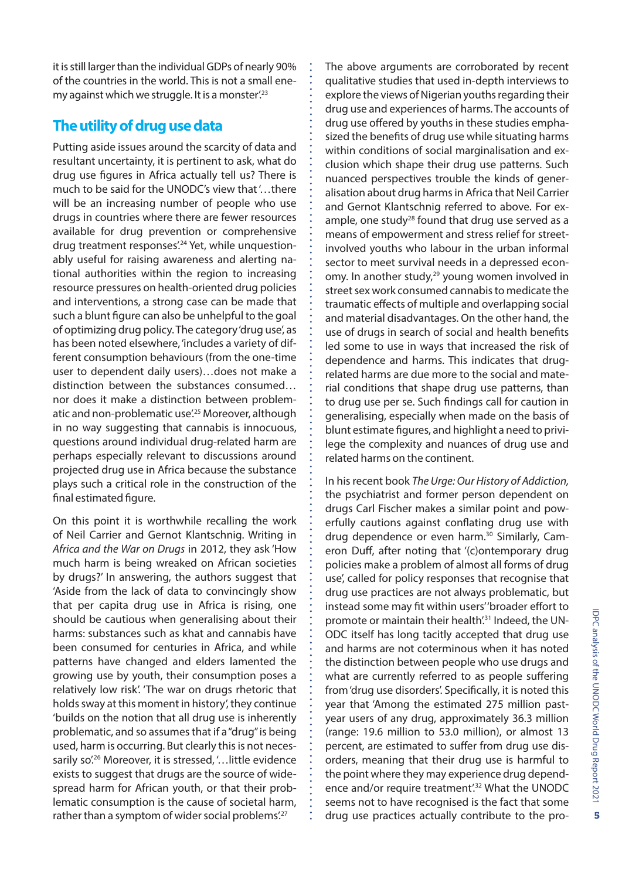it is still larger than the individual GDPs of nearly 90% of the countries in the world. This is not a small enemy against which we struggle. It is a monster'.[23]

## The utility of drug use data

Putting aside issues around the scarcity of data and resultant uncertainty, it is pertinent to ask, what do drug use figures in Africa actually tell us? There is much to be said for the UNODC's view that '…there will be an increasing number of people who use drugs in countries where there are fewer resources available for drug prevention or comprehensive drug treatment responses'.[24] Yet, while unquestionably useful for raising awareness and alerting national authorities within the region to increasing resource pressures on health-oriented drug policies and interventions, a strong case can be made that such a blunt figure can also be unhelpful to the goal of optimizing drug policy. The category 'drug use', as has been noted elsewhere, 'includes a variety of different consumption behaviours (from the one-time user to dependent daily users)…does not make a distinction between the substances consumed… nor does it make a distinction between problematic and non-problematic use'.[25] Moreover, although in no way suggesting that cannabis is innocuous, questions around individual drug-related harm are perhaps especially relevant to discussions around projected drug use in Africa because the substance plays such a critical role in the construction of the final estimated figure.

On this point it is worthwhile recalling the work of Neil Carrier and Gernot Klantschnig. Writing in *Africa and the War on Drugs* in 2012, they ask 'How much harm is being wreaked on African societies by drugs?' In answering, the authors suggest that 'Aside from the lack of data to convincingly show that per capita drug use in Africa is rising, one should be cautious when generalising about their harms: substances such as khat and cannabis have been consumed for centuries in Africa, and while patterns have changed and elders lamented the growing use by youth, their consumption poses a relatively low risk'. 'The war on drugs rhetoric that holds sway at this moment in history', they continue 'builds on the notion that all drug use is inherently problematic, and so assumes that if a "drug" is being used, harm is occurring. But clearly this is not necessarily so'.[26] Moreover, it is stressed, '…little evidence exists to suggest that drugs are the source of widespread harm for African youth, or that their problematic consumption is the cause of societal harm, rather than a symptom of wider social problems'.[27]

The above arguments are corroborated by recent qualitative studies that used in-depth interviews to explore the views of Nigerian youths regarding their drug use and experiences of harms. The accounts of drug use offered by youths in these studies emphasized the benefits of drug use while situating harms within conditions of social marginalisation and exclusion which shape their drug use patterns. Such nuanced perspectives trouble the kinds of generalisation about drug harms in Africa that Neil Carrier and Gernot Klantschnig referred to above. For example, one study[28] found that drug use served as a means of empowerment and stress relief for street-involved youths who labour in the urban informal sector to meet survival needs in a depressed economy. In another study,[29] young women involved in street sex work consumed cannabis to medicate the traumatic effects of multiple and overlapping social and material disadvantages. On the other hand, the use of drugs in search of social and health benefits led some to use in ways that increased the risk of dependence and harms. This indicates that drug-related harms are due more to the social and material conditions that shape drug use patterns, than to drug use per se. Such findings call for caution in generalising, especially when made on the basis of blunt estimate figures, and highlight a need to privilege the complexity and nuances of drug use and related harms on the continent.

In his recent book *The Urge: Our History of Addiction,* the psychiatrist and former person dependent on drugs Carl Fischer makes a similar point and powerfully cautions against conflating drug use with drug dependence or even harm.[30] Similarly, Cameron Duff, after noting that '(c)ontemporary drug policies make a problem of almost all forms of drug use', called for policy responses that recognise that drug use practices are not always problematic, but instead some may fit within users' 'broader effort to promote or maintain their health'.[31] Indeed, the UNODC itself has long tacitly accepted that drug use and harms are not coterminous when it has noted the distinction between people who use drugs and what are currently referred to as people suffering from 'drug use disorders'. Specifically, it is noted this year that 'Among the estimated 275 million past-year users of any drug, approximately 36.3 million (range: 19.6 million to 53.0 million), or almost 13 percent, are estimated to suffer from drug use disorders, meaning that their drug use is harmful to the point where they may experience drug dependence and/or require treatment'.[32] What the UNODC seems not to have recognised is the fact that some drug use practices actually contribute to the pro-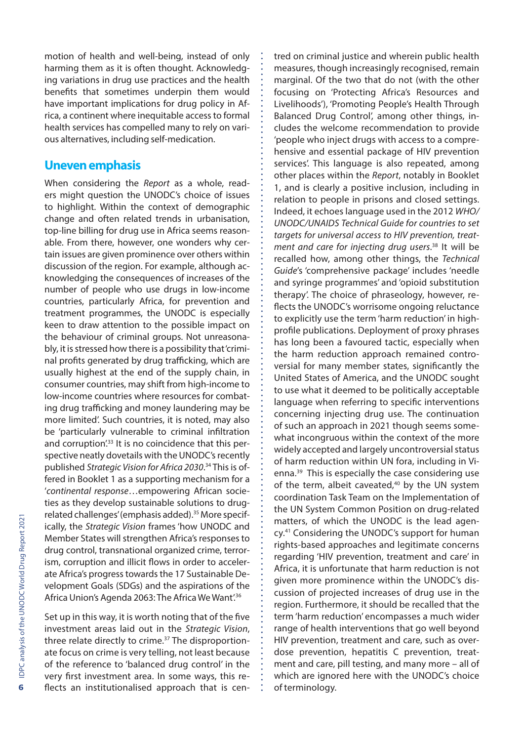motion of health and well-being, instead of only harming them as it is often thought. Acknowledging variations in drug use practices and the health benefits that sometimes underpin them would have important implications for drug policy in Africa, a continent where inequitable access to formal health services has compelled many to rely on various alternatives, including self-medication.

## Uneven emphasis

When considering the *Report* as a whole, readers might question the UNODC's choice of issues to highlight. Within the context of demographic change and often related trends in urbanisation, top-line billing for drug use in Africa seems reasonable. From there, however, one wonders why certain issues are given prominence over others within discussion of the region. For example, although acknowledging the consequences of increases of the number of people who use drugs in low-income countries, particularly Africa, for prevention and treatment programmes, the UNODC is especially keen to draw attention to the possible impact on the behaviour of criminal groups. Not unreasonably, it is stressed how there is a possibility that 'criminal profits generated by drug trafficking, which are usually highest at the end of the supply chain, in consumer countries, may shift from high-income to low-income countries where resources for combating drug trafficking and money laundering may be more limited'. Such countries, it is noted, may also be 'particularly vulnerable to criminal infiltration and corruption'.[33] It is no coincidence that this perspective neatly dovetails with the UNODC's recently published *Strategic Vision for Africa 2030*.[34] This is offered in Booklet 1 as a supporting mechanism for a '*continental response*…empowering African societies as they develop sustainable solutions to drug-related challenges' (emphasis added).[35] More specifically, the *Strategic Vision* frames 'how UNODC and Member States will strengthen Africa's responses to drug control, transnational organized crime, terrorism, corruption and illicit flows in order to accelerate Africa's progress towards the 17 Sustainable Development Goals (SDGs) and the aspirations of the Africa Union's Agenda 2063: The Africa We Want'.[36]

Set up in this way, it is worth noting that of the five investment areas laid out in the *Strategic Vision*, three relate directly to crime.[37] The disproportionate focus on crime is very telling, not least because of the reference to 'balanced drug control' in the very first investment area. In some ways, this reflects an institutionalised approach that is centred on criminal justice and wherein public health measures, though increasingly recognised, remain marginal. Of the two that do not (with the other focusing on 'Protecting Africa's Resources and Livelihoods'), 'Promoting People's Health Through Balanced Drug Control', among other things, includes the welcome recommendation to provide 'people who inject drugs with access to a comprehensive and essential package of HIV prevention services'. This language is also repeated, among other places within the *Report*, notably in Booklet 1, and is clearly a positive inclusion, including in relation to people in prisons and closed settings. Indeed, it echoes language used in the 2012 *WHO/UNODC/UNAIDS Technical Guide for countries to set targets for universal access to HIV prevention, treatment and care for injecting drug users*.[38] It will be recalled how, among other things, the *Technical Guide*'s 'comprehensive package' includes 'needle and syringe programmes' and 'opioid substitution therapy'. The choice of phraseology, however, reflects the UNODC's worrisome ongoing reluctance to explicitly use the term 'harm reduction' in high-profile publications. Deployment of proxy phrases has long been a favoured tactic, especially when the harm reduction approach remained controversial for many member states, significantly the United States of America, and the UNODC sought to use what it deemed to be politically acceptable language when referring to specific interventions concerning injecting drug use. The continuation of such an approach in 2021 though seems somewhat incongruous within the context of the more widely accepted and largely uncontroversial status of harm reduction within UN fora, including in Vienna.[39] This is especially the case considering use of the term, albeit caveated,[40] by the UN system coordination Task Team on the Implementation of the UN System Common Position on drug-related matters, of which the UNODC is the lead agency.[41] Considering the UNODC's support for human rights-based approaches and legitimate concerns regarding 'HIV prevention, treatment and care' in Africa, it is unfortunate that harm reduction is not given more prominence within the UNODC's discussion of projected increases of drug use in the region. Furthermore, it should be recalled that the term 'harm reduction' encompasses a much wider range of health interventions that go well beyond HIV prevention, treatment and care, such as overdose prevention, hepatitis C prevention, treatment and care, pill testing, and many more – all of which are ignored here with the UNODC's choice of terminology.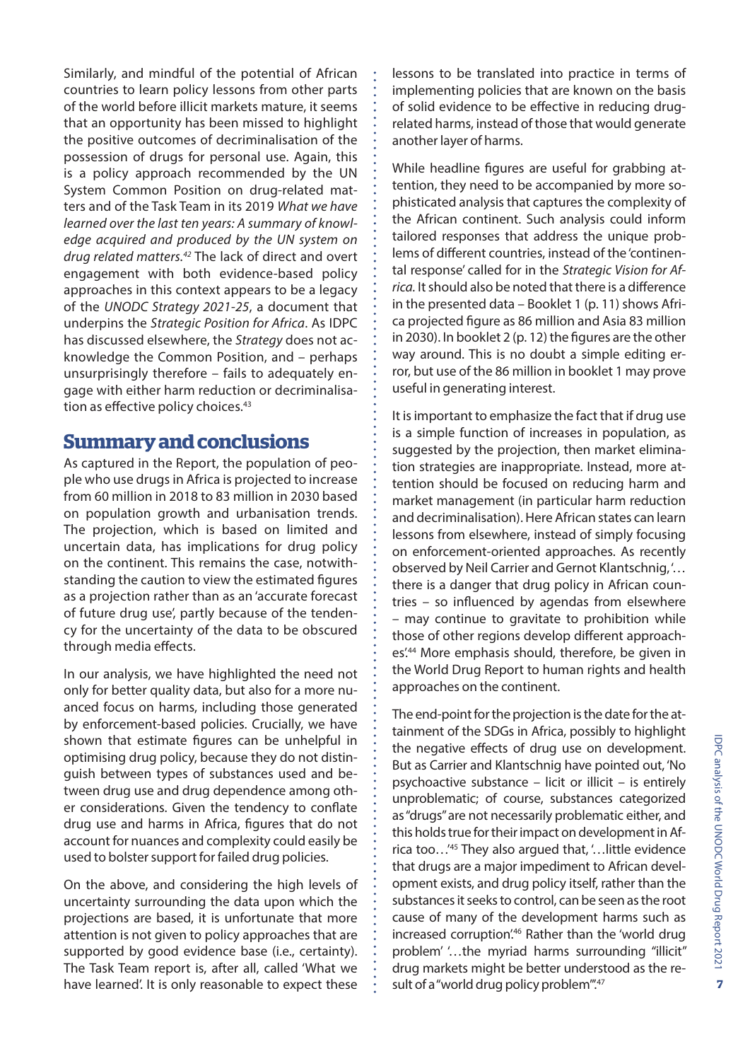Similarly, and mindful of the potential of African countries to learn policy lessons from other parts of the world before illicit markets mature, it seems that an opportunity has been missed to highlight the positive outcomes of decriminalisation of the possession of drugs for personal use. Again, this is a policy approach recommended by the UN System Common Position on drug-related matters and of the Task Team in its 2019 *What we have learned over the last ten years: A summary of knowledge acquired and produced by the UN system on drug related matters.*[42] The lack of direct and overt engagement with both evidence-based policy approaches in this context appears to be a legacy of the *UNODC Strategy 2021-25*, a document that underpins the *Strategic Position for Africa*. As IDPC has discussed elsewhere, the *Strategy* does not acknowledge the Common Position, and – perhaps unsurprisingly therefore – fails to adequately engage with either harm reduction or decriminalisation as effective policy choices.[43]

## Summary and conclusions

As captured in the Report, the population of people who use drugs in Africa is projected to increase from 60 million in 2018 to 83 million in 2030 based on population growth and urbanisation trends. The projection, which is based on limited and uncertain data, has implications for drug policy on the continent. This remains the case, notwithstanding the caution to view the estimated figures as a projection rather than as an 'accurate forecast of future drug use', partly because of the tendency for the uncertainty of the data to be obscured through media effects.

In our analysis, we have highlighted the need not only for better quality data, but also for a more nuanced focus on harms, including those generated by enforcement-based policies. Crucially, we have shown that estimate figures can be unhelpful in optimising drug policy, because they do not distinguish between types of substances used and between drug use and drug dependence among other considerations. Given the tendency to conflate drug use and harms in Africa, figures that do not account for nuances and complexity could easily be used to bolster support for failed drug policies.

On the above, and considering the high levels of uncertainty surrounding the data upon which the projections are based, it is unfortunate that more attention is not given to policy approaches that are supported by good evidence base (i.e., certainty). The Task Team report is, after all, called 'What we have learned'. It is only reasonable to expect these lessons to be translated into practice in terms of implementing policies that are known on the basis of solid evidence to be effective in reducing drug-related harms, instead of those that would generate another layer of harms.

While headline figures are useful for grabbing attention, they need to be accompanied by more sophisticated analysis that captures the complexity of the African continent. Such analysis could inform tailored responses that address the unique problems of different countries, instead of the 'continental response' called for in the *Strategic Vision for Africa*. It should also be noted that there is a difference in the presented data – Booklet 1 (p. 11) shows Africa projected figure as 86 million and Asia 83 million in 2030). In booklet 2 (p. 12) the figures are the other way around. This is no doubt a simple editing error, but use of the 86 million in booklet 1 may prove useful in generating interest.

It is important to emphasize the fact that if drug use is a simple function of increases in population, as suggested by the projection, then market elimination strategies are inappropriate. Instead, more attention should be focused on reducing harm and market management (in particular harm reduction and decriminalisation). Here African states can learn lessons from elsewhere, instead of simply focusing on enforcement-oriented approaches. As recently observed by Neil Carrier and Gernot Klantschnig, '…there is a danger that drug policy in African countries – so influenced by agendas from elsewhere – may continue to gravitate to prohibition while those of other regions develop different approaches'.[44] More emphasis should, therefore, be given in the World Drug Report to human rights and health approaches on the continent.

The end-point for the projection is the date for the attainment of the SDGs in Africa, possibly to highlight the negative effects of drug use on development. But as Carrier and Klantschnig have pointed out, 'No psychoactive substance – licit or illicit – is entirely unproblematic; of course, substances categorized as "drugs" are not necessarily problematic either, and this holds true for their impact on development in Africa too…'[45] They also argued that, '…little evidence that drugs are a major impediment to African development exists, and drug policy itself, rather than the substances it seeks to control, can be seen as the root cause of many of the development harms such as increased corruption'.[46] Rather than the 'world drug problem' '…the myriad harms surrounding "illicit" drug markets might be better understood as the result of a "world drug policy problem"'.[47]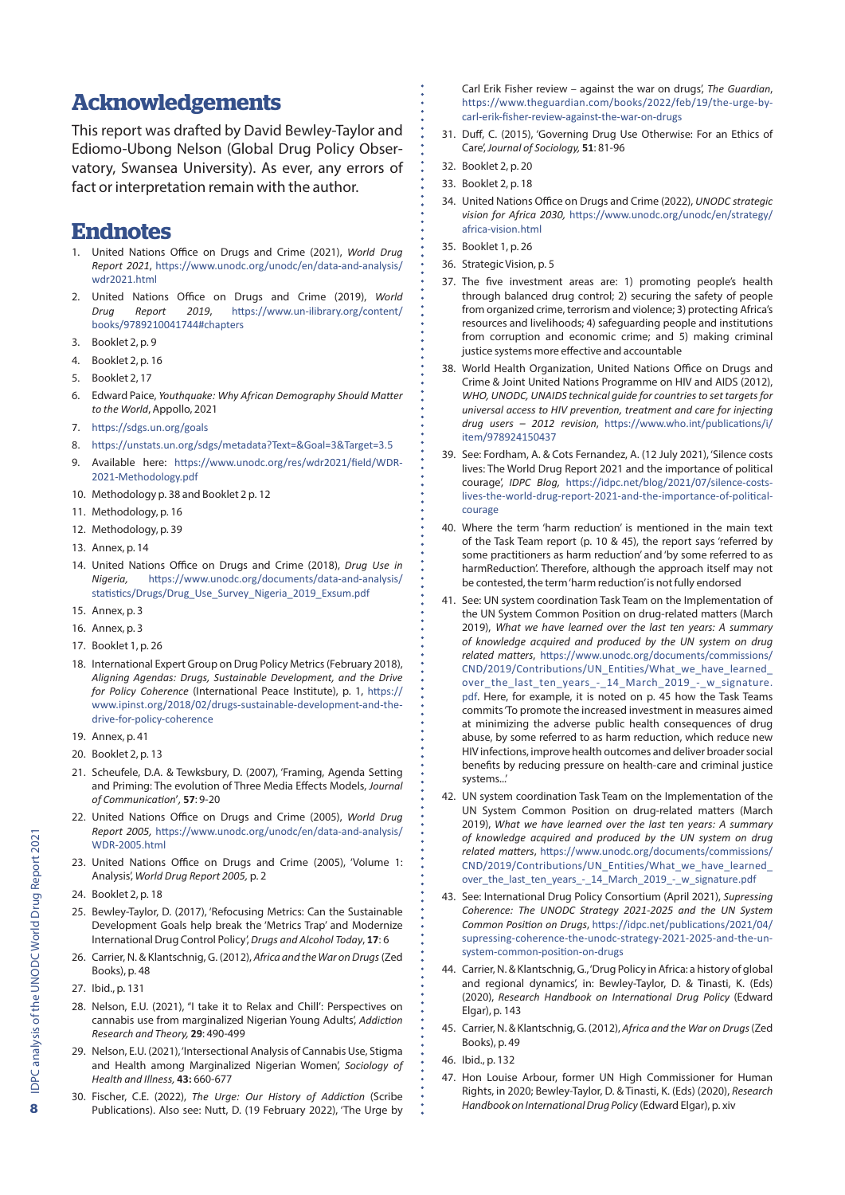## Acknowledgements

This report was drafted by David Bewley-Taylor and Ediomo-Ubong Nelson (Global Drug Policy Observatory, Swansea University). As ever, any errors of fact or interpretation remain with the author.

## Endnotes

1. United Nations Office on Drugs and Crime (2021), *World Drug Report 2021*, https://www.unodc.org/unodc/en/data-and-analysis/wdr2021.html
2. United Nations Office on Drugs and Crime (2019), *World Drug Report 2019*, https://www.un-ilibrary.org/content/books/9789210041744#chapters
3. Booklet 2, p. 9
4. Booklet 2, p. 16
5. Booklet 2, 17
6. Edward Paice, *Youthquake: Why African Demography Should Matter to the World*, Appollo, 2021
7. https://sdgs.un.org/goals
8. https://unstats.un.org/sdgs/metadata?Text=&Goal=3&Target=3.5
9. Available here: https://www.unodc.org/res/wdr2021/field/WDR-2021-Methodology.pdf
10. Methodology p. 38 and Booklet 2 p. 12
11. Methodology, p. 16
12. Methodology, p. 39
13. Annex, p. 14
14. United Nations Office on Drugs and Crime (2018), *Drug Use in Nigeria*, https://www.unodc.org/documents/data-and-analysis/statistics/Drugs/Drug_Use_Survey_Nigeria_2019_Exsum.pdf
15. Annex, p. 3
16. Annex, p. 3
17. Booklet 1, p. 26
18. International Expert Group on Drug Policy Metrics (February 2018), *Aligning Agendas: Drugs, Sustainable Development, and the Drive for Policy Coherence* (International Peace Institute), p. 1, https://www.ipinst.org/2018/02/drugs-sustainable-development-and-the-drive-for-policy-coherence
19. Annex, p. 41
20. Booklet 2, p. 13
21. Scheufele, D.A. & Tewksbury, D. (2007), 'Framing, Agenda Setting and Priming: The evolution of Three Media Effects Models, *Journal of Communication*', **57**: 9-20
22. United Nations Office on Drugs and Crime (2005), *World Drug Report 2005*, https://www.unodc.org/unodc/en/data-and-analysis/WDR-2005.html
23. United Nations Office on Drugs and Crime (2005), 'Volume 1: Analysis', *World Drug Report 2005*, p. 2
24. Booklet 2, p. 18
25. Bewley-Taylor, D. (2017), 'Refocusing Metrics: Can the Sustainable Development Goals help break the 'Metrics Trap' and Modernize International Drug Control Policy', *Drugs and Alcohol Today*, **17**: 6
26. Carrier, N. & Klantschnig, G. (2012), *Africa and the War on Drugs* (Zed Books), p. 48
27. Ibid., p. 131
28. Nelson, E.U. (2021), "I take it to Relax and Chill': Perspectives on cannabis use from marginalized Nigerian Young Adults', *Addiction Research and Theory,* **29**: 490-499
29. Nelson, E.U. (2021), 'Intersectional Analysis of Cannabis Use, Stigma and Health among Marginalized Nigerian Women', *Sociology of Health and Illness,* **43:** 660-677
30. Fischer, C.E. (2022), *The Urge: Our History of Addiction* (Scribe Publications). Also see: Nutt, D. (19 February 2022), 'The Urge by Carl Erik Fisher review – against the war on drugs', *The Guardian*, https://www.theguardian.com/books/2022/feb/19/the-urge-by-carl-erik-fisher-review-against-the-war-on-drugs
31. Duff, C. (2015), 'Governing Drug Use Otherwise: For an Ethics of Care', *Journal of Sociology,* **51**: 81-96
32. Booklet 2, p. 20
33. Booklet 2, p. 18
34. United Nations Office on Drugs and Crime (2022), *UNODC strategic vision for Africa 2030,* https://www.unodc.org/unodc/en/strategy/africa-vision.html
35. Booklet 1, p. 26
36. Strategic Vision, p. 5
37. The five investment areas are: 1) promoting people's health through balanced drug control; 2) securing the safety of people from organized crime, terrorism and violence; 3) protecting Africa's resources and livelihoods; 4) safeguarding people and institutions from corruption and economic crime; and 5) making criminal justice systems more effective and accountable
38. World Health Organization, United Nations Office on Drugs and Crime & Joint United Nations Programme on HIV and AIDS (2012), *WHO, UNODC, UNAIDS technical guide for countries to set targets for universal access to HIV prevention, treatment and care for injecting drug users – 2012 revision*, https://www.who.int/publications/i/item/978924150437
39. See: Fordham, A. & Cots Fernandez, A. (12 July 2021), 'Silence costs lives: The World Drug Report 2021 and the importance of political courage', *IDPC Blog,* https://idpc.net/blog/2021/07/silence-costs-lives-the-world-drug-report-2021-and-the-importance-of-political-courage
40. Where the term 'harm reduction' is mentioned in the main text of the Task Team report (p. 10 & 45), the report says 'referred by some practitioners as harm reduction' and 'by some referred to as harmReduction'. Therefore, although the approach itself may not be contested, the term 'harm reduction' is not fully endorsed
41. See: UN system coordination Task Team on the Implementation of the UN System Common Position on drug-related matters (March 2019), *What we have learned over the last ten years: A summary of knowledge acquired and produced by the UN system on drug related matters*, https://www.unodc.org/documents/commissions/CND/2019/Contributions/UN_Entities/What_we_have_learned_over_the_last_ten_years_-_14_March_2019_-_w_signature.pdf. Here, for example, it is noted on p. 45 how the Task Teams commits 'To promote the increased investment in measures aimed at minimizing the adverse public health consequences of drug abuse, by some referred to as harm reduction, which reduce new HIV infections, improve health outcomes and deliver broader social benefits by reducing pressure on health-care and criminal justice systems...'
42. UN system coordination Task Team on the Implementation of the UN System Common Position on drug-related matters (March 2019), *What we have learned over the last ten years: A summary of knowledge acquired and produced by the UN system on drug related matters*, https://www.unodc.org/documents/commissions/CND/2019/Contributions/UN_Entities/What_we_have_learned_over_the_last_ten_years_-_14_March_2019_-_w_signature.pdf
43. See: International Drug Policy Consortium (April 2021), *Supressing Coherence: The UNODC Strategy 2021-2025 and the UN System Common Position on Drugs*, https://idpc.net/publications/2021/04/supressing-coherence-the-unodc-strategy-2021-2025-and-the-un-system-common-position-on-drugs
44. Carrier, N. & Klantschnig, G., 'Drug Policy in Africa: a history of global and regional dynamics', in: Bewley-Taylor, D. & Tinasti, K. (Eds) (2020), *Research Handbook on International Drug Policy* (Edward Elgar), p. 143
45. Carrier, N. & Klantschnig, G. (2012), *Africa and the War on Drugs* (Zed Books), p. 49
46. Ibid., p. 132
47. Hon Louise Arbour, former UN High Commissioner for Human Rights, in 2020; Bewley-Taylor, D. & Tinasti, K. (Eds) (2020), *Research Handbook on International Drug Policy* (Edward Elgar), p. xiv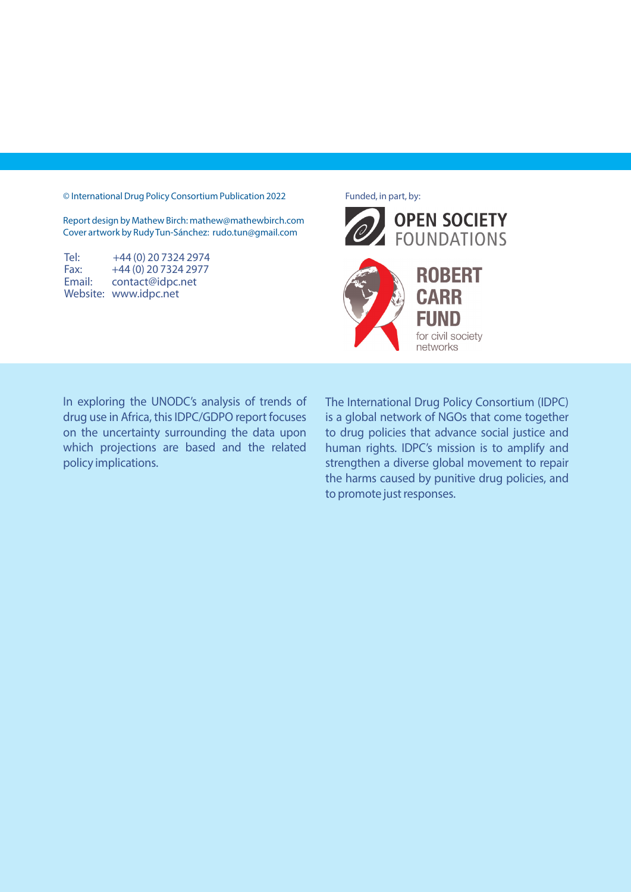© International Drug Policy Consortium Publication 2022

Report design by Mathew Birch: mathew@mathewbirch.com
Cover artwork by Rudy Tun-Sánchez: rudo.tun@gmail.com

Tel: +44 (0) 20 7324 2974
Fax: +44 (0) 20 7324 2977
Email: contact@idpc.net
Website: www.idpc.net

Funded, in part, by:

OPEN SOCIETY FOUNDATIONS

ROBERT CARR FUND for civil society networks

In exploring the UNODC's analysis of trends of drug use in Africa, this IDPC/GDPO report focuses on the uncertainty surrounding the data upon which projections are based and the related policy implications.

The International Drug Policy Consortium (IDPC) is a global network of NGOs that come together to drug policies that advance social justice and human rights. IDPC's mission is to amplify and strengthen a diverse global movement to repair the harms caused by punitive drug policies, and to promote just responses.